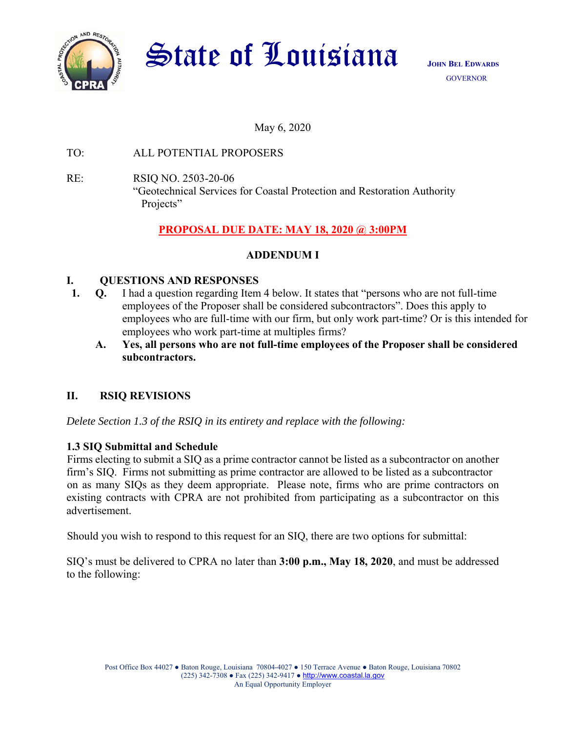# State of Louisiana

**JOHN BEL EDWARDS**
GOVERNOR

May 6, 2020

TO: ALL POTENTIAL PROPOSERS

RE: RSIQ NO. 2503-20-06
"Geotechnical Services for Coastal Protection and Restoration Authority Projects"

**PROPOSAL DUE DATE: MAY 18, 2020 @ 3:00PM**

**ADDENDUM I**

## I. QUESTIONS AND RESPONSES

1. **Q.** I had a question regarding Item 4 below. It states that "persons who are not full-time employees of the Proposer shall be considered subcontractors". Does this apply to employees who are full-time with our firm, but only work part-time? Or is this intended for employees who work part-time at multiples firms?

   **A. Yes, all persons who are not full-time employees of the Proposer shall be considered subcontractors.**

## II. RSIQ REVISIONS

*Delete Section 1.3 of the RSIQ in its entirety and replace with the following:*

**1.3 SIQ Submittal and Schedule**

Firms electing to submit a SIQ as a prime contractor cannot be listed as a subcontractor on another firm's SIQ. Firms not submitting as prime contractor are allowed to be listed as a subcontractor on as many SIQs as they deem appropriate. Please note, firms who are prime contractors on existing contracts with CPRA are not prohibited from participating as a subcontractor on this advertisement.

Should you wish to respond to this request for an SIQ, there are two options for submittal:

SIQ's must be delivered to CPRA no later than **3:00 p.m., May 18, 2020**, and must be addressed to the following: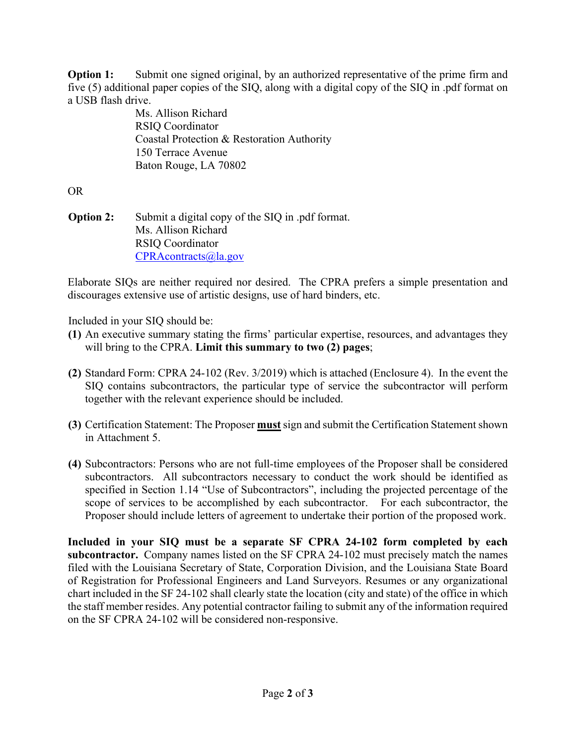**Option 1:** Submit one signed original, by an authorized representative of the prime firm and five (5) additional paper copies of the SIQ, along with a digital copy of the SIQ in .pdf format on a USB flash drive.

Ms. Allison Richard
RSIQ Coordinator
Coastal Protection & Restoration Authority
150 Terrace Avenue
Baton Rouge, LA 70802

OR

**Option 2:** Submit a digital copy of the SIQ in .pdf format.
Ms. Allison Richard
RSIQ Coordinator
CPRAcontracts@la.gov

Elaborate SIQs are neither required nor desired. The CPRA prefers a simple presentation and discourages extensive use of artistic designs, use of hard binders, etc.

Included in your SIQ should be:

**(1)** An executive summary stating the firms' particular expertise, resources, and advantages they will bring to the CPRA. **Limit this summary to two (2) pages**;

**(2)** Standard Form: CPRA 24-102 (Rev. 3/2019) which is attached (Enclosure 4). In the event the SIQ contains subcontractors, the particular type of service the subcontractor will perform together with the relevant experience should be included.

**(3)** Certification Statement: The Proposer **must** sign and submit the Certification Statement shown in Attachment 5.

**(4)** Subcontractors: Persons who are not full-time employees of the Proposer shall be considered subcontractors. All subcontractors necessary to conduct the work should be identified as specified in Section 1.14 "Use of Subcontractors", including the projected percentage of the scope of services to be accomplished by each subcontractor. For each subcontractor, the Proposer should include letters of agreement to undertake their portion of the proposed work.

**Included in your SIQ must be a separate SF CPRA 24-102 form completed by each subcontractor.** Company names listed on the SF CPRA 24-102 must precisely match the names filed with the Louisiana Secretary of State, Corporation Division, and the Louisiana State Board of Registration for Professional Engineers and Land Surveyors. Resumes or any organizational chart included in the SF 24-102 shall clearly state the location (city and state) of the office in which the staff member resides. Any potential contractor failing to submit any of the information required on the SF CPRA 24-102 will be considered non-responsive.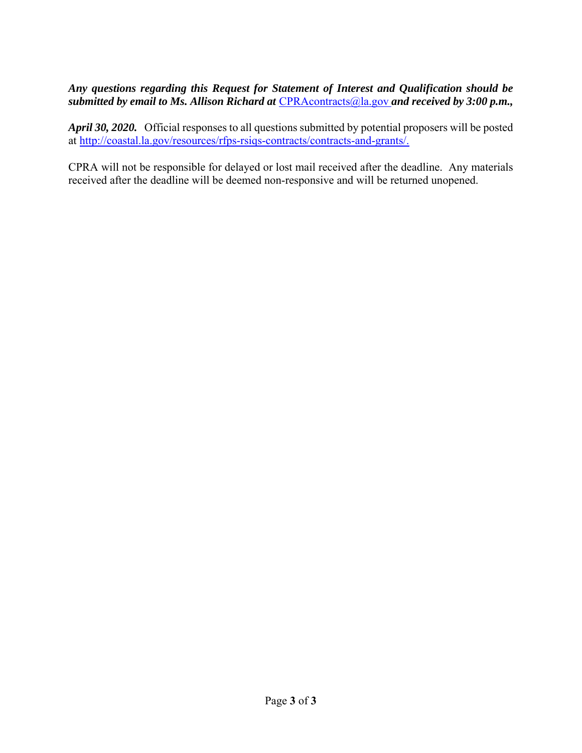***Any questions regarding this Request for Statement of Interest and Qualification should be submitted by email to Ms. Allison Richard at*** [CPRAcontracts@la.gov](mailto:CPRAcontracts@la.gov) ***and received by 3:00 p.m.,***

***April 30, 2020.*** Official responses to all questions submitted by potential proposers will be posted at [http://coastal.la.gov/resources/rfps-rsiqs-contracts/contracts-and-grants/.](http://coastal.la.gov/resources/rfps-rsiqs-contracts/contracts-and-grants/)

CPRA will not be responsible for delayed or lost mail received after the deadline. Any materials received after the deadline will be deemed non-responsive and will be returned unopened.